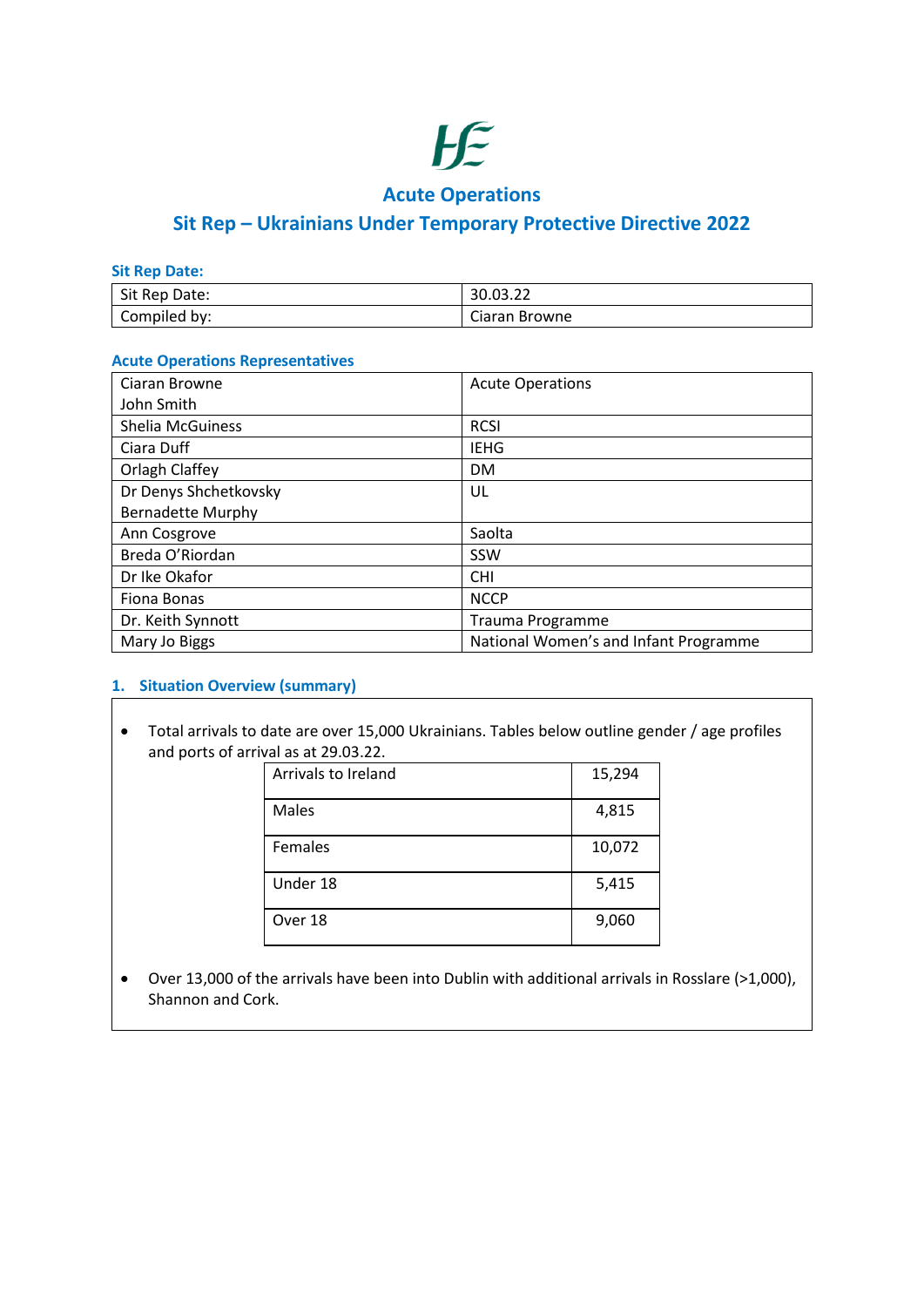# Acute Operations

## Sit Rep – Ukrainians Under Temporary Protective Directive 2022

### Sit Rep Date:

| Sit Rep Date: | 30.03.22 |
|---|---|
| Compiled by: | Ciaran Browne |

### Acute Operations Representatives

| Name | Organisation |
|---|---|
| Ciaran Browne<br>John Smith | Acute Operations |
| Shelia McGuiness | RCSI |
| Ciara Duff | IEHG |
| Orlagh Claffey | DM |
| Dr Denys Shchetkovsky<br>Bernadette Murphy | UL |
| Ann Cosgrove | Saolta |
| Breda O'Riordan | SSW |
| Dr Ike Okafor | CHI |
| Fiona Bonas | NCCP |
| Dr. Keith Synnott | Trauma Programme |
| Mary Jo Biggs | National Women's and Infant Programme |

### 1. Situation Overview (summary)

- Total arrivals to date are over 15,000 Ukrainians. Tables below outline gender / age profiles and ports of arrival as at 29.03.22.

| Category | Number |
|---|---|
| Arrivals to Ireland | 15,294 |
| Males | 4,815 |
| Females | 10,072 |
| Under 18 | 5,415 |
| Over 18 | 9,060 |

- Over 13,000 of the arrivals have been into Dublin with additional arrivals in Rosslare (>1,000), Shannon and Cork.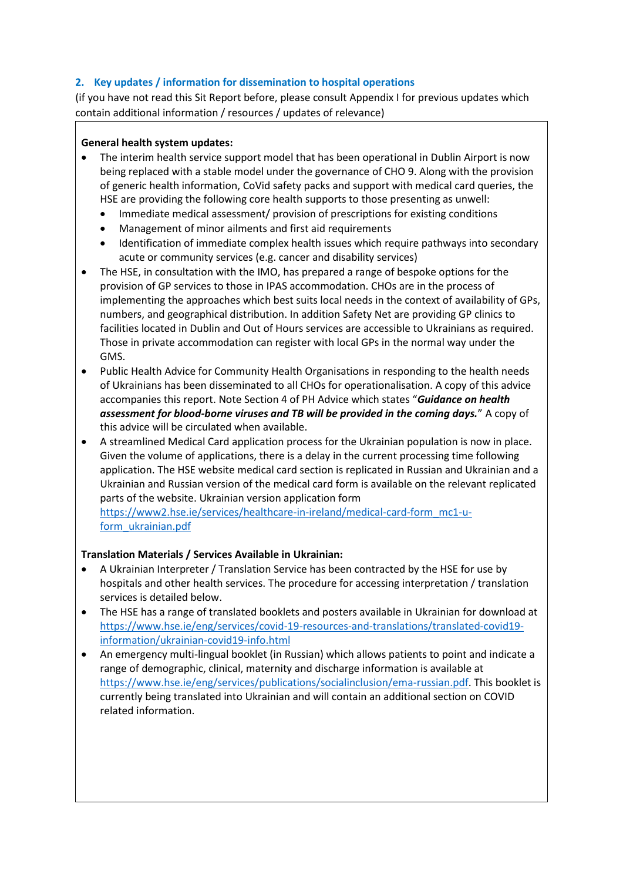## 2. Key updates / information for dissemination to hospital operations

(if you have not read this Sit Report before, please consult Appendix I for previous updates which contain additional information / resources / updates of relevance)

**General health system updates:**

- The interim health service support model that has been operational in Dublin Airport is now being replaced with a stable model under the governance of CHO 9. Along with the provision of generic health information, CoVid safety packs and support with medical card queries, the HSE are providing the following core health supports to those presenting as unwell:
  - Immediate medical assessment/ provision of prescriptions for existing conditions
  - Management of minor ailments and first aid requirements
  - Identification of immediate complex health issues which require pathways into secondary acute or community services (e.g. cancer and disability services)
- The HSE, in consultation with the IMO, has prepared a range of bespoke options for the provision of GP services to those in IPAS accommodation. CHOs are in the process of implementing the approaches which best suits local needs in the context of availability of GPs, numbers, and geographical distribution. In addition Safety Net are providing GP clinics to facilities located in Dublin and Out of Hours services are accessible to Ukrainians as required. Those in private accommodation can register with local GPs in the normal way under the GMS.
- Public Health Advice for Community Health Organisations in responding to the health needs of Ukrainians has been disseminated to all CHOs for operationalisation. A copy of this advice accompanies this report. Note Section 4 of PH Advice which states "***Guidance on health assessment for blood-borne viruses and TB will be provided in the coming days.***" A copy of this advice will be circulated when available.
- A streamlined Medical Card application process for the Ukrainian population is now in place. Given the volume of applications, there is a delay in the current processing time following application. The HSE website medical card section is replicated in Russian and Ukrainian and a Ukrainian and Russian version of the medical card form is available on the relevant replicated parts of the website. Ukrainian version application form https://www2.hse.ie/services/healthcare-in-ireland/medical-card-form_mc1-u-form_ukrainian.pdf

**Translation Materials / Services Available in Ukrainian:**

- A Ukrainian Interpreter / Translation Service has been contracted by the HSE for use by hospitals and other health services. The procedure for accessing interpretation / translation services is detailed below.
- The HSE has a range of translated booklets and posters available in Ukrainian for download at https://www.hse.ie/eng/services/covid-19-resources-and-translations/translated-covid19-information/ukrainian-covid19-info.html
- An emergency multi-lingual booklet (in Russian) which allows patients to point and indicate a range of demographic, clinical, maternity and discharge information is available at https://www.hse.ie/eng/services/publications/socialinclusion/ema-russian.pdf. This booklet is currently being translated into Ukrainian and will contain an additional section on COVID related information.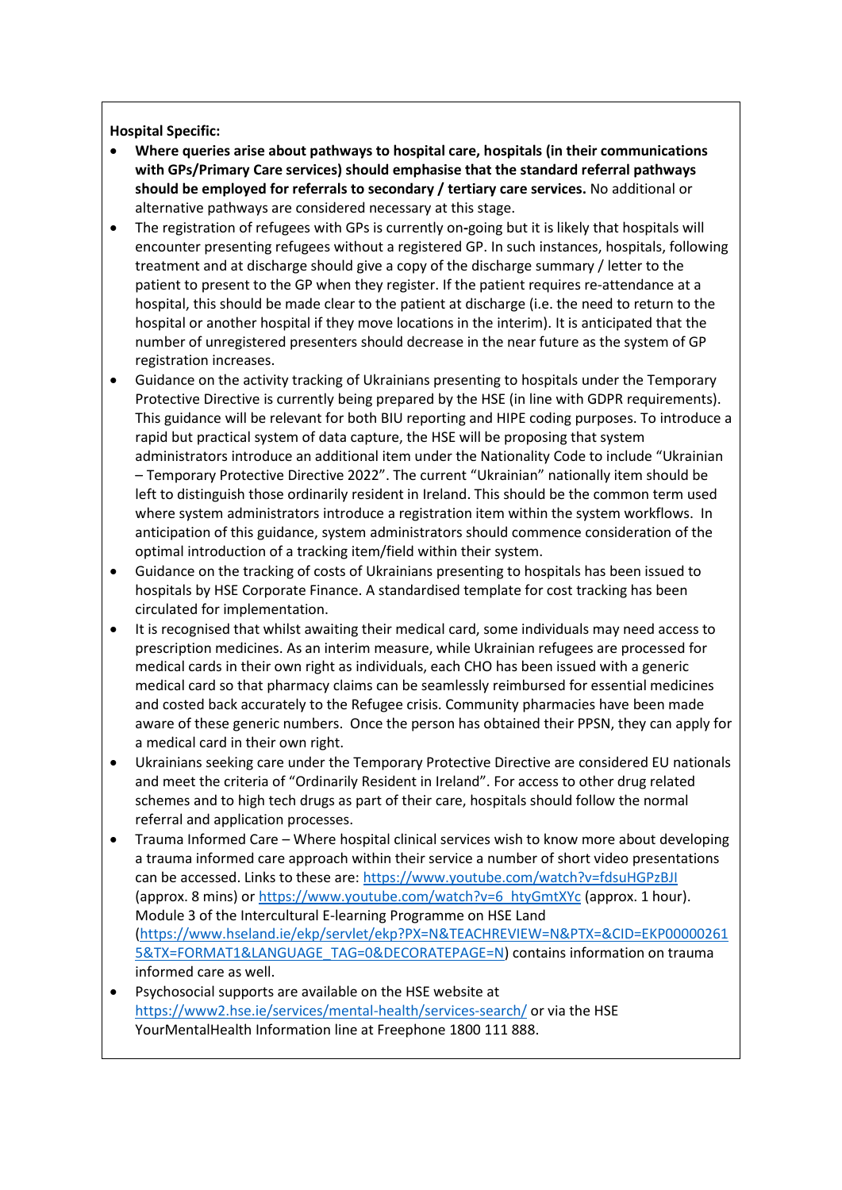**Hospital Specific:**

- **Where queries arise about pathways to hospital care, hospitals (in their communications with GPs/Primary Care services) should emphasise that the standard referral pathways should be employed for referrals to secondary / tertiary care services.** No additional or alternative pathways are considered necessary at this stage.
- The registration of refugees with GPs is currently on-going but it is likely that hospitals will encounter presenting refugees without a registered GP. In such instances, hospitals, following treatment and at discharge should give a copy of the discharge summary / letter to the patient to present to the GP when they register. If the patient requires re-attendance at a hospital, this should be made clear to the patient at discharge (i.e. the need to return to the hospital or another hospital if they move locations in the interim). It is anticipated that the number of unregistered presenters should decrease in the near future as the system of GP registration increases.
- Guidance on the activity tracking of Ukrainians presenting to hospitals under the Temporary Protective Directive is currently being prepared by the HSE (in line with GDPR requirements). This guidance will be relevant for both BIU reporting and HIPE coding purposes. To introduce a rapid but practical system of data capture, the HSE will be proposing that system administrators introduce an additional item under the Nationality Code to include "Ukrainian – Temporary Protective Directive 2022". The current "Ukrainian" nationally item should be left to distinguish those ordinarily resident in Ireland. This should be the common term used where system administrators introduce a registration item within the system workflows. In anticipation of this guidance, system administrators should commence consideration of the optimal introduction of a tracking item/field within their system.
- Guidance on the tracking of costs of Ukrainians presenting to hospitals has been issued to hospitals by HSE Corporate Finance. A standardised template for cost tracking has been circulated for implementation.
- It is recognised that whilst awaiting their medical card, some individuals may need access to prescription medicines. As an interim measure, while Ukrainian refugees are processed for medical cards in their own right as individuals, each CHO has been issued with a generic medical card so that pharmacy claims can be seamlessly reimbursed for essential medicines and costed back accurately to the Refugee crisis. Community pharmacies have been made aware of these generic numbers. Once the person has obtained their PPSN, they can apply for a medical card in their own right.
- Ukrainians seeking care under the Temporary Protective Directive are considered EU nationals and meet the criteria of "Ordinarily Resident in Ireland". For access to other drug related schemes and to high tech drugs as part of their care, hospitals should follow the normal referral and application processes.
- Trauma Informed Care – Where hospital clinical services wish to know more about developing a trauma informed care approach within their service a number of short video presentations can be accessed. Links to these are: https://www.youtube.com/watch?v=fdsuHGPzBJI (approx. 8 mins) or https://www.youtube.com/watch?v=6_htyGmtXYc (approx. 1 hour). Module 3 of the Intercultural E-learning Programme on HSE Land (https://www.hseland.ie/ekp/servlet/ekp?PX=N&TEACHREVIEW=N&PTX=&CID=EKP000002615&TX=FORMAT1&LANGUAGE_TAG=0&DECORATEPAGE=N) contains information on trauma informed care as well.
- Psychosocial supports are available on the HSE website at https://www2.hse.ie/services/mental-health/services-search/ or via the HSE YourMentalHealth Information line at Freephone 1800 111 888.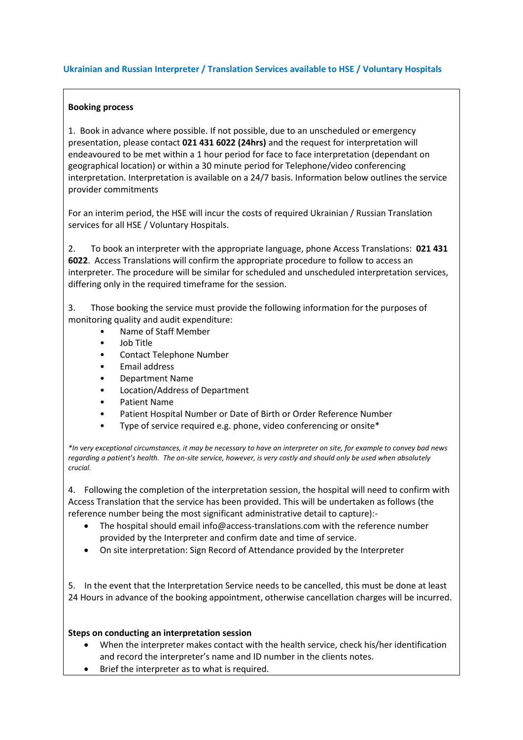## Ukrainian and Russian Interpreter / Translation Services available to HSE / Voluntary Hospitals

**Booking process**

1. Book in advance where possible. If not possible, due to an unscheduled or emergency presentation, please contact **021 431 6022 (24hrs)** and the request for interpretation will endeavoured to be met within a 1 hour period for face to face interpretation (dependant on geographical location) or within a 30 minute period for Telephone/video conferencing interpretation. Interpretation is available on a 24/7 basis. Information below outlines the service provider commitments

For an interim period, the HSE will incur the costs of required Ukrainian / Russian Translation services for all HSE / Voluntary Hospitals.

2. To book an interpreter with the appropriate language, phone Access Translations: **021 431 6022**. Access Translations will confirm the appropriate procedure to follow to access an interpreter. The procedure will be similar for scheduled and unscheduled interpretation services, differing only in the required timeframe for the session.

3. Those booking the service must provide the following information for the purposes of monitoring quality and audit expenditure:
   - Name of Staff Member
   - Job Title
   - Contact Telephone Number
   - Email address
   - Department Name
   - Location/Address of Department
   - Patient Name
   - Patient Hospital Number or Date of Birth or Order Reference Number
   - Type of service required e.g. phone, video conferencing or onsite*

*\*In very exceptional circumstances, it may be necessary to have an interpreter on site, for example to convey bad news regarding a patient's health. The on-site service, however, is very costly and should only be used when absolutely crucial.*

4. Following the completion of the interpretation session, the hospital will need to confirm with Access Translation that the service has been provided. This will be undertaken as follows (the reference number being the most significant administrative detail to capture):-
   - The hospital should email info@access-translations.com with the reference number provided by the Interpreter and confirm date and time of service.
   - On site interpretation: Sign Record of Attendance provided by the Interpreter

5. In the event that the Interpretation Service needs to be cancelled, this must be done at least 24 Hours in advance of the booking appointment, otherwise cancellation charges will be incurred.

**Steps on conducting an interpretation session**

- When the interpreter makes contact with the health service, check his/her identification and record the interpreter's name and ID number in the clients notes.
- Brief the interpreter as to what is required.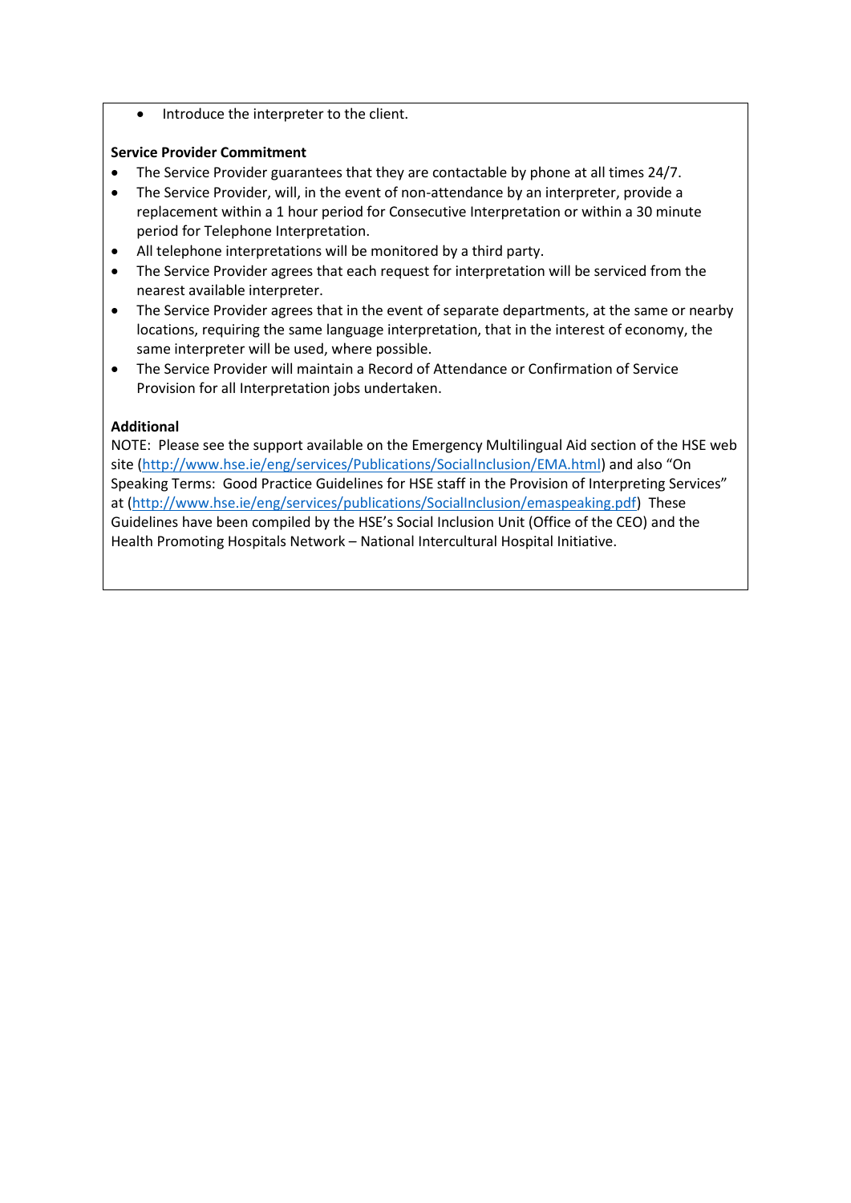- Introduce the interpreter to the client.

**Service Provider Commitment**

- The Service Provider guarantees that they are contactable by phone at all times 24/7.
- The Service Provider, will, in the event of non-attendance by an interpreter, provide a replacement within a 1 hour period for Consecutive Interpretation or within a 30 minute period for Telephone Interpretation.
- All telephone interpretations will be monitored by a third party.
- The Service Provider agrees that each request for interpretation will be serviced from the nearest available interpreter.
- The Service Provider agrees that in the event of separate departments, at the same or nearby locations, requiring the same language interpretation, that in the interest of economy, the same interpreter will be used, where possible.
- The Service Provider will maintain a Record of Attendance or Confirmation of Service Provision for all Interpretation jobs undertaken.

**Additional**

NOTE: Please see the support available on the Emergency Multilingual Aid section of the HSE web site (http://www.hse.ie/eng/services/Publications/SocialInclusion/EMA.html) and also "On Speaking Terms: Good Practice Guidelines for HSE staff in the Provision of Interpreting Services" at (http://www.hse.ie/eng/services/publications/SocialInclusion/emaspeaking.pdf) These Guidelines have been compiled by the HSE's Social Inclusion Unit (Office of the CEO) and the Health Promoting Hospitals Network – National Intercultural Hospital Initiative.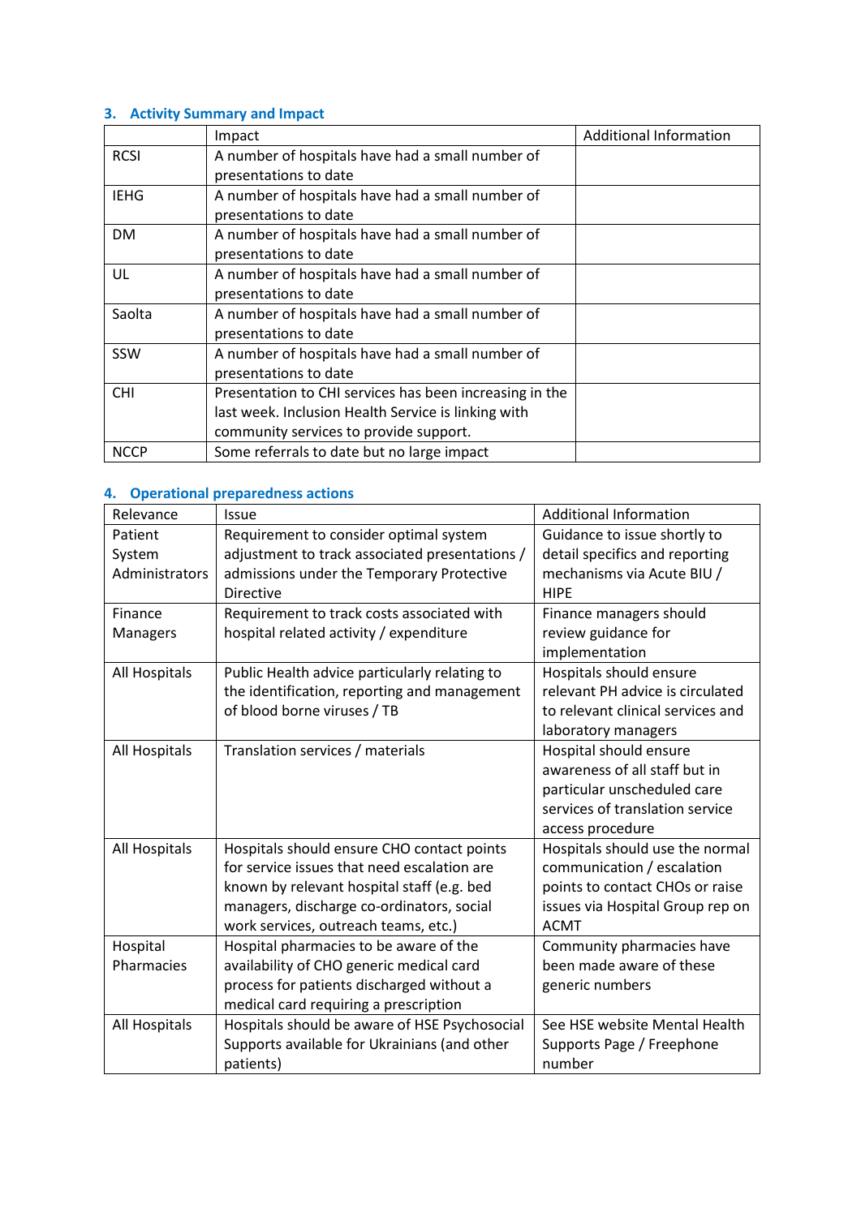## 3. Activity Summary and Impact

| | Impact | Additional Information |
|---|---|---|
| RCSI | A number of hospitals have had a small number of presentations to date | |
| IEHG | A number of hospitals have had a small number of presentations to date | |
| DM | A number of hospitals have had a small number of presentations to date | |
| UL | A number of hospitals have had a small number of presentations to date | |
| Saolta | A number of hospitals have had a small number of presentations to date | |
| SSW | A number of hospitals have had a small number of presentations to date | |
| CHI | Presentation to CHI services has been increasing in the last week. Inclusion Health Service is linking with community services to provide support. | |
| NCCP | Some referrals to date but no large impact | |

## 4. Operational preparedness actions

| Relevance | Issue | Additional Information |
|---|---|---|
| Patient System Administrators | Requirement to consider optimal system adjustment to track associated presentations / admissions under the Temporary Protective Directive | Guidance to issue shortly to detail specifics and reporting mechanisms via Acute BIU / HIPE |
| Finance Managers | Requirement to track costs associated with hospital related activity / expenditure | Finance managers should review guidance for implementation |
| All Hospitals | Public Health advice particularly relating to the identification, reporting and management of blood borne viruses / TB | Hospitals should ensure relevant PH advice is circulated to relevant clinical services and laboratory managers |
| All Hospitals | Translation services / materials | Hospital should ensure awareness of all staff but in particular unscheduled care services of translation service access procedure |
| All Hospitals | Hospitals should ensure CHO contact points for service issues that need escalation are known by relevant hospital staff (e.g. bed managers, discharge co-ordinators, social work services, outreach teams, etc.) | Hospitals should use the normal communication / escalation points to contact CHOs or raise issues via Hospital Group rep on ACMT |
| Hospital Pharmacies | Hospital pharmacies to be aware of the availability of CHO generic medical card process for patients discharged without a medical card requiring a prescription | Community pharmacies have been made aware of these generic numbers |
| All Hospitals | Hospitals should be aware of HSE Psychosocial Supports available for Ukrainians (and other patients) | See HSE website Mental Health Supports Page / Freephone number |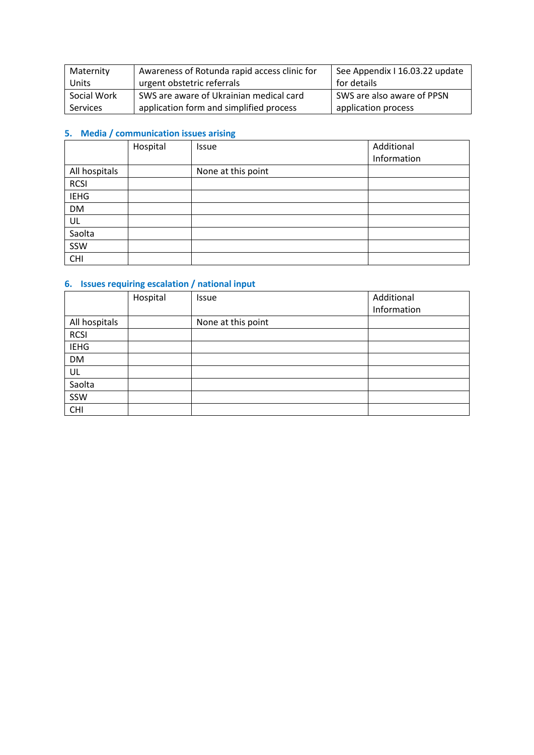| Maternity Units | Awareness of Rotunda rapid access clinic for urgent obstetric referrals | See Appendix I 16.03.22 update for details |
|---|---|---|
| Social Work Services | SWS are aware of Ukrainian medical card application form and simplified process | SWS are also aware of PPSN application process |

## 5. Media / communication issues arising

| | Hospital | Issue | Additional Information |
|---|---|---|---|
| All hospitals | | None at this point | |
| RCSI | | | |
| IEHG | | | |
| DM | | | |
| UL | | | |
| Saolta | | | |
| SSW | | | |
| CHI | | | |

## 6. Issues requiring escalation / national input

| | Hospital | Issue | Additional Information |
|---|---|---|---|
| All hospitals | | None at this point | |
| RCSI | | | |
| IEHG | | | |
| DM | | | |
| UL | | | |
| Saolta | | | |
| SSW | | | |
| CHI | | | |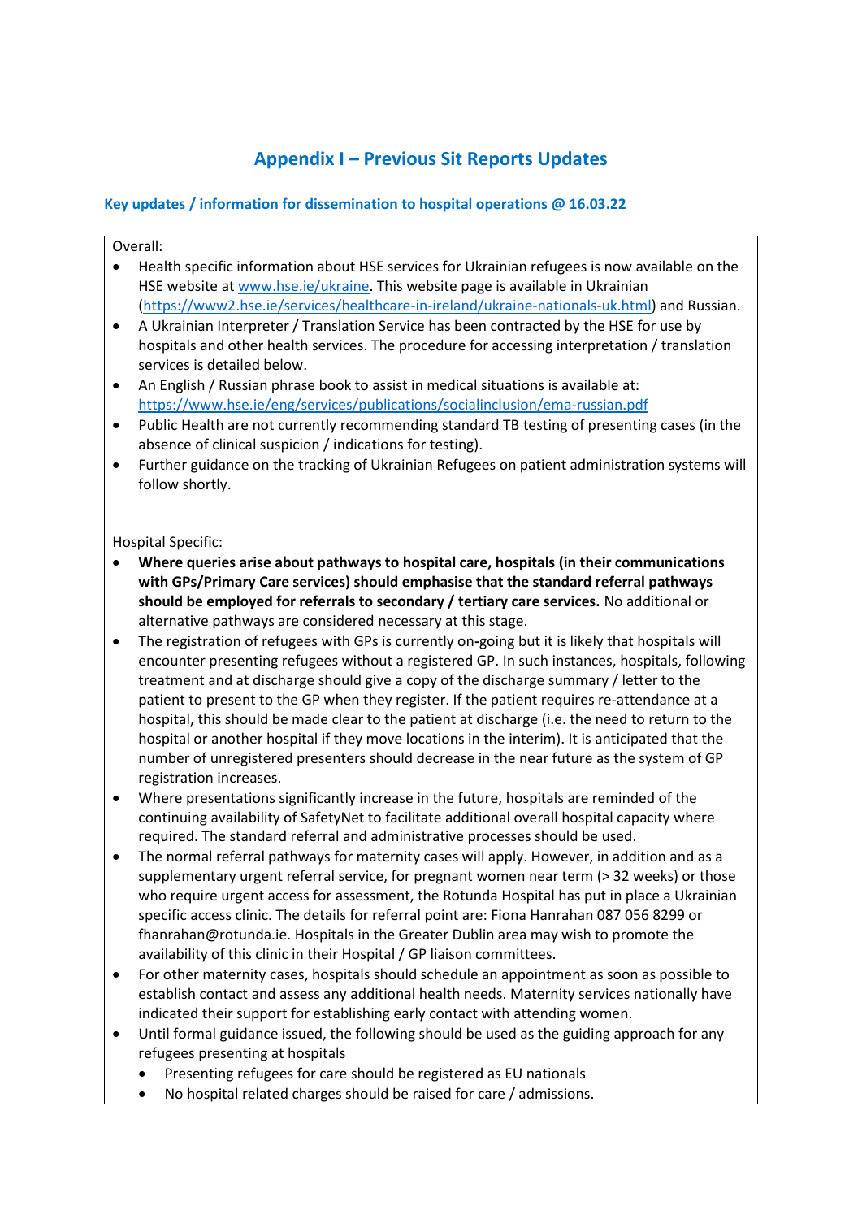# Appendix I – Previous Sit Reports Updates

### Key updates / information for dissemination to hospital operations @ 16.03.22

Overall:

- Health specific information about HSE services for Ukrainian refugees is now available on the HSE website at www.hse.ie/ukraine. This website page is available in Ukrainian (https://www2.hse.ie/services/healthcare-in-ireland/ukraine-nationals-uk.html) and Russian.
- A Ukrainian Interpreter / Translation Service has been contracted by the HSE for use by hospitals and other health services. The procedure for accessing interpretation / translation services is detailed below.
- An English / Russian phrase book to assist in medical situations is available at: https://www.hse.ie/eng/services/publications/socialinclusion/ema-russian.pdf
- Public Health are not currently recommending standard TB testing of presenting cases (in the absence of clinical suspicion / indications for testing).
- Further guidance on the tracking of Ukrainian Refugees on patient administration systems will follow shortly.

Hospital Specific:

- **Where queries arise about pathways to hospital care, hospitals (in their communications with GPs/Primary Care services) should emphasise that the standard referral pathways should be employed for referrals to secondary / tertiary care services.** No additional or alternative pathways are considered necessary at this stage.
- The registration of refugees with GPs is currently on-going but it is likely that hospitals will encounter presenting refugees without a registered GP. In such instances, hospitals, following treatment and at discharge should give a copy of the discharge summary / letter to the patient to present to the GP when they register. If the patient requires re-attendance at a hospital, this should be made clear to the patient at discharge (i.e. the need to return to the hospital or another hospital if they move locations in the interim). It is anticipated that the number of unregistered presenters should decrease in the near future as the system of GP registration increases.
- Where presentations significantly increase in the future, hospitals are reminded of the continuing availability of SafetyNet to facilitate additional overall hospital capacity where required. The standard referral and administrative processes should be used.
- The normal referral pathways for maternity cases will apply. However, in addition and as a supplementary urgent referral service, for pregnant women near term (> 32 weeks) or those who require urgent access for assessment, the Rotunda Hospital has put in place a Ukrainian specific access clinic. The details for referral point are: Fiona Hanrahan 087 056 8299 or fhanrahan@rotunda.ie. Hospitals in the Greater Dublin area may wish to promote the availability of this clinic in their Hospital / GP liaison committees.
- For other maternity cases, hospitals should schedule an appointment as soon as possible to establish contact and assess any additional health needs. Maternity services nationally have indicated their support for establishing early contact with attending women.
- Until formal guidance issued, the following should be used as the guiding approach for any refugees presenting at hospitals
  - Presenting refugees for care should be registered as EU nationals
  - No hospital related charges should be raised for care / admissions.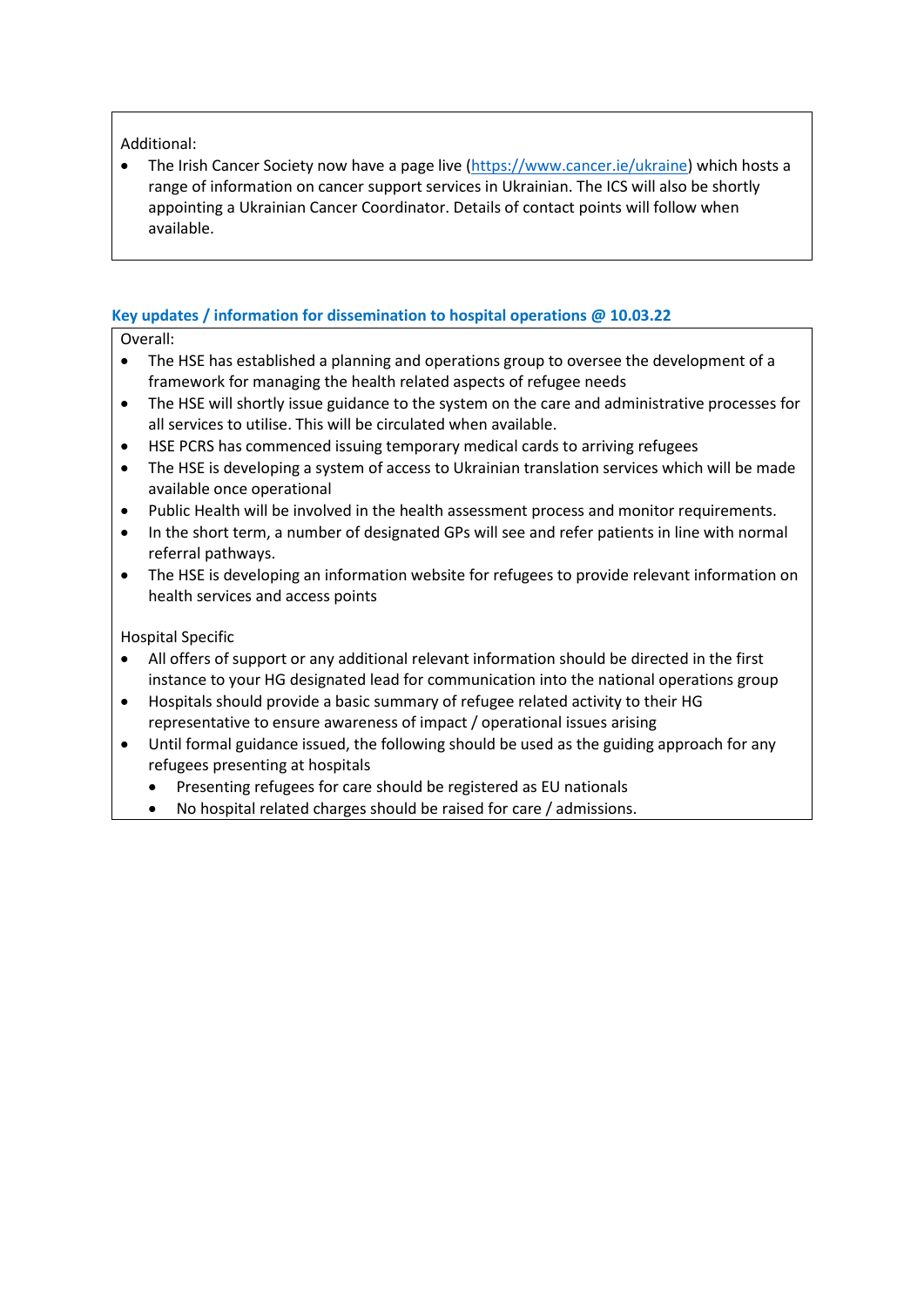Additional:

- The Irish Cancer Society now have a page live (https://www.cancer.ie/ukraine) which hosts a range of information on cancer support services in Ukrainian. The ICS will also be shortly appointing a Ukrainian Cancer Coordinator. Details of contact points will follow when available.

## Key updates / information for dissemination to hospital operations @ 10.03.22

Overall:

- The HSE has established a planning and operations group to oversee the development of a framework for managing the health related aspects of refugee needs
- The HSE will shortly issue guidance to the system on the care and administrative processes for all services to utilise. This will be circulated when available.
- HSE PCRS has commenced issuing temporary medical cards to arriving refugees
- The HSE is developing a system of access to Ukrainian translation services which will be made available once operational
- Public Health will be involved in the health assessment process and monitor requirements.
- In the short term, a number of designated GPs will see and refer patients in line with normal referral pathways.
- The HSE is developing an information website for refugees to provide relevant information on health services and access points

Hospital Specific

- All offers of support or any additional relevant information should be directed in the first instance to your HG designated lead for communication into the national operations group
- Hospitals should provide a basic summary of refugee related activity to their HG representative to ensure awareness of impact / operational issues arising
- Until formal guidance issued, the following should be used as the guiding approach for any refugees presenting at hospitals
  - Presenting refugees for care should be registered as EU nationals
  - No hospital related charges should be raised for care / admissions.